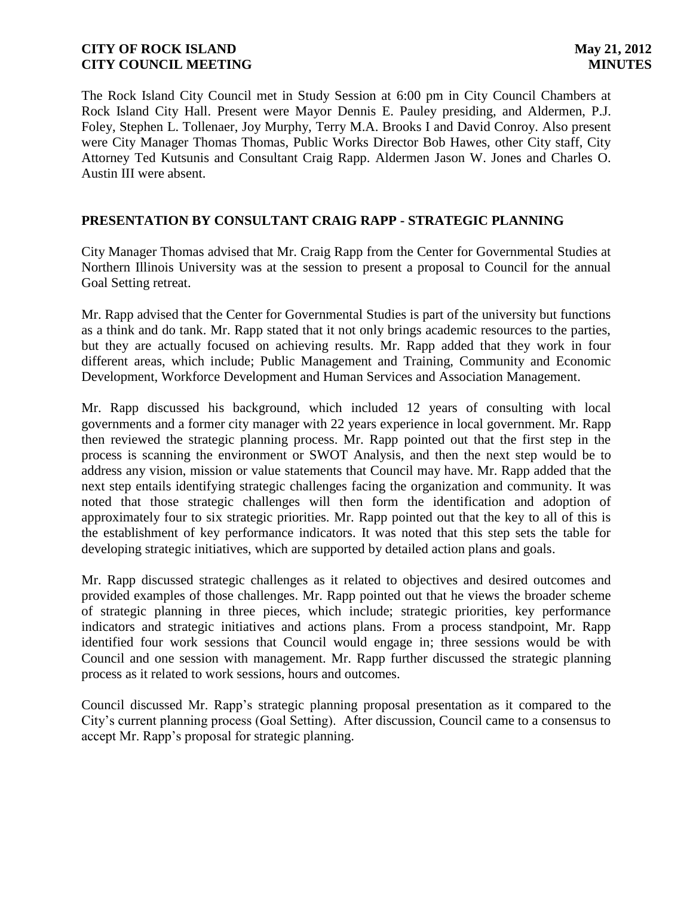The Rock Island City Council met in Study Session at 6:00 pm in City Council Chambers at Rock Island City Hall. Present were Mayor Dennis E. Pauley presiding, and Aldermen, P.J. Foley, Stephen L. Tollenaer, Joy Murphy, Terry M.A. Brooks I and David Conroy. Also present were City Manager Thomas Thomas, Public Works Director Bob Hawes, other City staff, City Attorney Ted Kutsunis and Consultant Craig Rapp. Aldermen Jason W. Jones and Charles O. Austin III were absent.

## PRESENTATION BY CONSULTANT CRAIG RAPP - STRATEGIC PLANNING

City Manager Thomas advised that Mr. Craig Rapp from the Center for Governmental Studies at Northern Illinois University was at the session to present a proposal to Council for the annual Goal Setting retreat.

Mr. Rapp advised that the Center for Governmental Studies is part of the university but functions as a think and do tank. Mr. Rapp stated that it not only brings academic resources to the parties, but they are actually focused on achieving results. Mr. Rapp added that they work in four different areas, which include; Public Management and Training, Community and Economic Development, Workforce Development and Human Services and Association Management.

Mr. Rapp discussed his background, which included 12 years of consulting with local governments and a former city manager with 22 years experience in local government. Mr. Rapp then reviewed the strategic planning process. Mr. Rapp pointed out that the first step in the process is scanning the environment or SWOT Analysis, and then the next step would be to address any vision, mission or value statements that Council may have. Mr. Rapp added that the next step entails identifying strategic challenges facing the organization and community. It was noted that those strategic challenges will then form the identification and adoption of approximately four to six strategic priorities. Mr. Rapp pointed out that the key to all of this is the establishment of key performance indicators. It was noted that this step sets the table for developing strategic initiatives, which are supported by detailed action plans and goals.

Mr. Rapp discussed strategic challenges as it related to objectives and desired outcomes and provided examples of those challenges. Mr. Rapp pointed out that he views the broader scheme of strategic planning in three pieces, which include; strategic priorities, key performance indicators and strategic initiatives and actions plans. From a process standpoint, Mr. Rapp identified four work sessions that Council would engage in; three sessions would be with Council and one session with management. Mr. Rapp further discussed the strategic planning process as it related to work sessions, hours and outcomes.

Council discussed Mr. Rapp's strategic planning proposal presentation as it compared to the City's current planning process (Goal Setting). After discussion, Council came to a consensus to accept Mr. Rapp's proposal for strategic planning.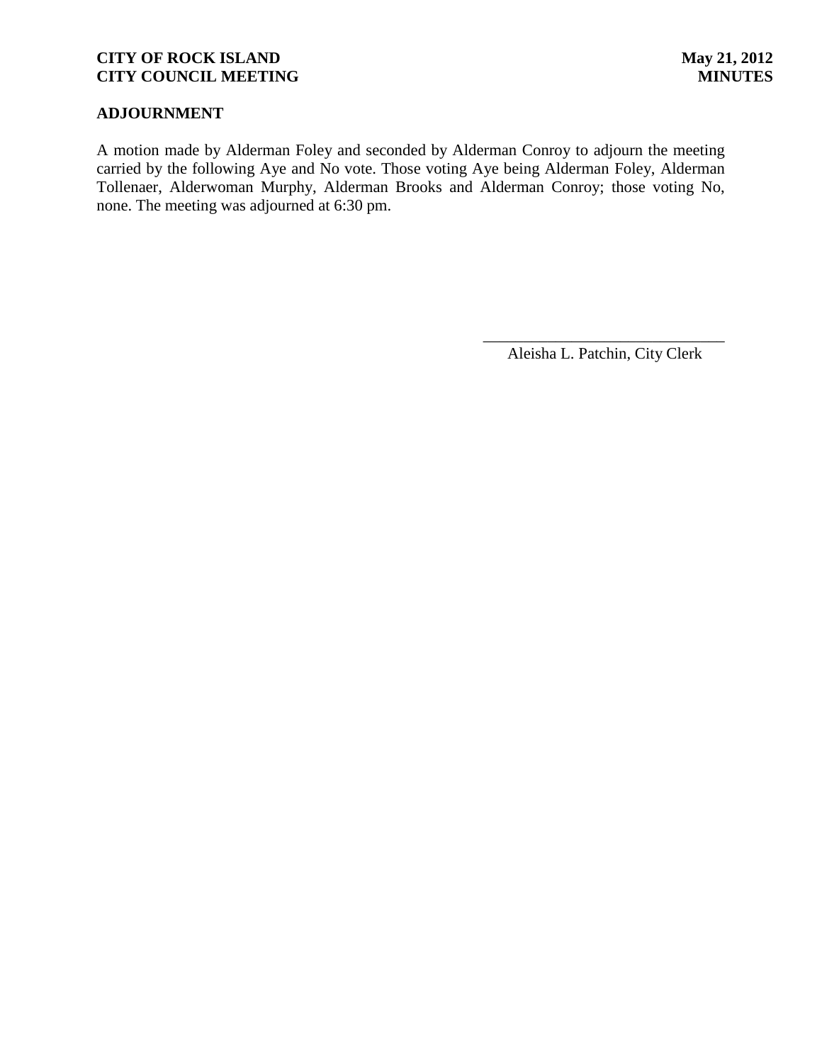## ADJOURNMENT

A motion made by Alderman Foley and seconded by Alderman Conroy to adjourn the meeting carried by the following Aye and No vote. Those voting Aye being Alderman Foley, Alderman Tollenaer, Alderwoman Murphy, Alderman Brooks and Alderman Conroy; those voting No, none. The meeting was adjourned at 6:30 pm.

\_\_\_\_\_\_\_\_\_\_\_\_\_\_\_\_\_\_\_\_\_\_\_\_\_\_\_\_\_\_

Aleisha L. Patchin, City Clerk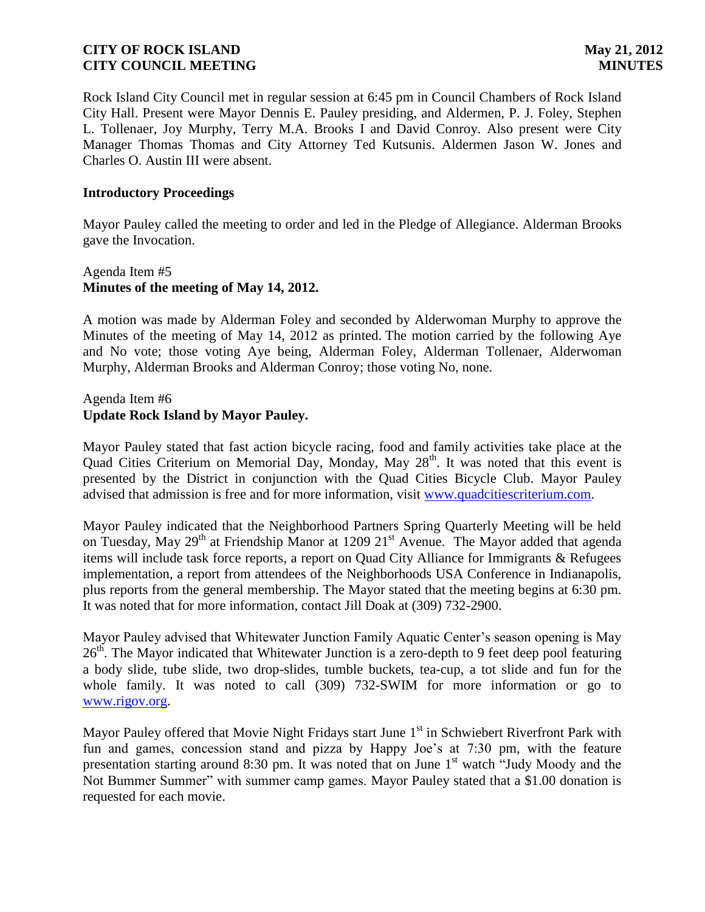Rock Island City Council met in regular session at 6:45 pm in Council Chambers of Rock Island City Hall. Present were Mayor Dennis E. Pauley presiding, and Aldermen, P. J. Foley, Stephen L. Tollenaer, Joy Murphy, Terry M.A. Brooks I and David Conroy. Also present were City Manager Thomas Thomas and City Attorney Ted Kutsunis. Aldermen Jason W. Jones and Charles O. Austin III were absent.

**Introductory Proceedings**

Mayor Pauley called the meeting to order and led in the Pledge of Allegiance. Alderman Brooks gave the Invocation.

Agenda Item #5
**Minutes of the meeting of May 14, 2012.**

A motion was made by Alderman Foley and seconded by Alderwoman Murphy to approve the Minutes of the meeting of May 14, 2012 as printed. The motion carried by the following Aye and No vote; those voting Aye being, Alderman Foley, Alderman Tollenaer, Alderwoman Murphy, Alderman Brooks and Alderman Conroy; those voting No, none.

Agenda Item #6
**Update Rock Island by Mayor Pauley.**

Mayor Pauley stated that fast action bicycle racing, food and family activities take place at the Quad Cities Criterium on Memorial Day, Monday, May 28th. It was noted that this event is presented by the District in conjunction with the Quad Cities Bicycle Club. Mayor Pauley advised that admission is free and for more information, visit www.quadcitiescriterium.com.

Mayor Pauley indicated that the Neighborhood Partners Spring Quarterly Meeting will be held on Tuesday, May 29th at Friendship Manor at 1209 21st Avenue. The Mayor added that agenda items will include task force reports, a report on Quad City Alliance for Immigrants & Refugees implementation, a report from attendees of the Neighborhoods USA Conference in Indianapolis, plus reports from the general membership. The Mayor stated that the meeting begins at 6:30 pm. It was noted that for more information, contact Jill Doak at (309) 732-2900.

Mayor Pauley advised that Whitewater Junction Family Aquatic Center's season opening is May 26th. The Mayor indicated that Whitewater Junction is a zero-depth to 9 feet deep pool featuring a body slide, tube slide, two drop-slides, tumble buckets, tea-cup, a tot slide and fun for the whole family. It was noted to call (309) 732-SWIM for more information or go to www.rigov.org.

Mayor Pauley offered that Movie Night Fridays start June 1st in Schwiebert Riverfront Park with fun and games, concession stand and pizza by Happy Joe's at 7:30 pm, with the feature presentation starting around 8:30 pm. It was noted that on June 1st watch "Judy Moody and the Not Bummer Summer" with summer camp games. Mayor Pauley stated that a $1.00 donation is requested for each movie.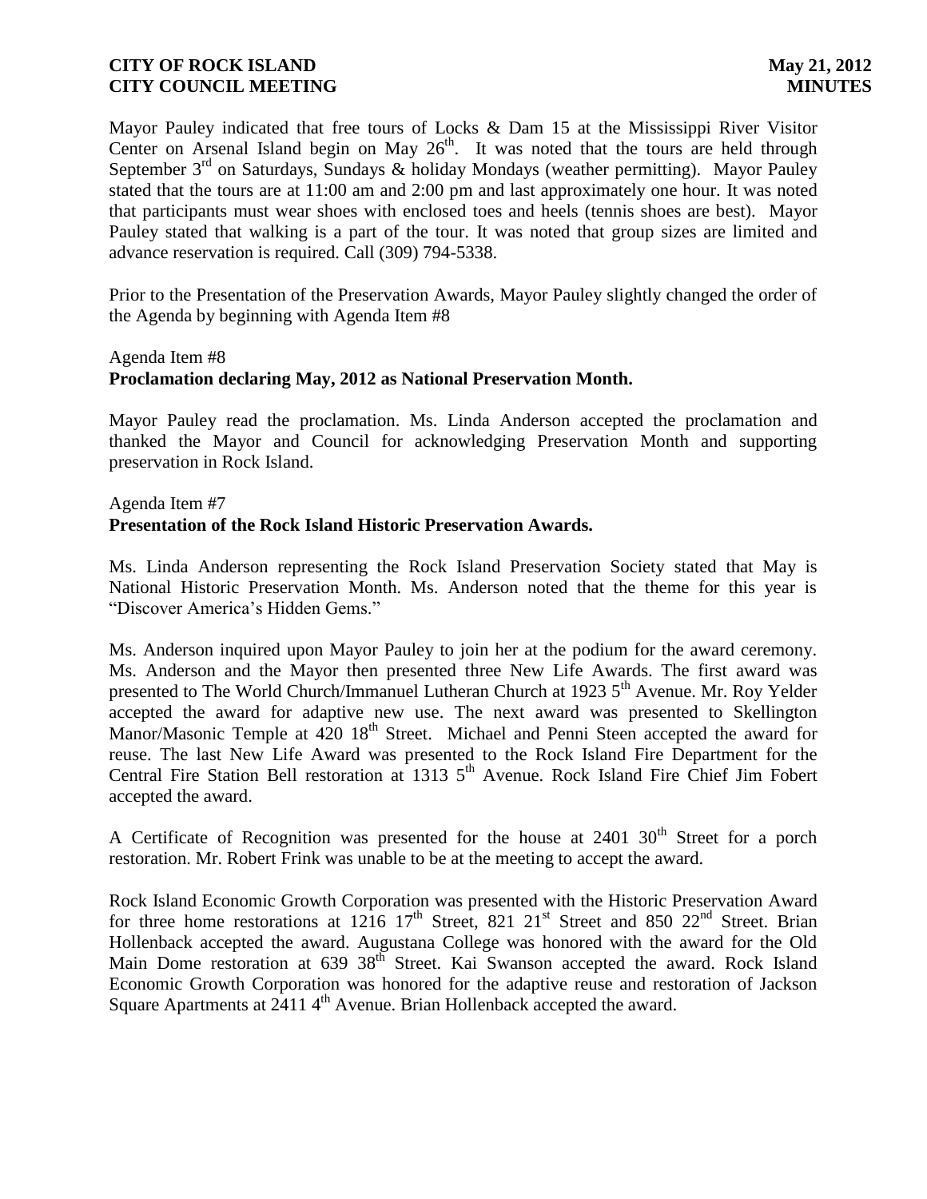Mayor Pauley indicated that free tours of Locks & Dam 15 at the Mississippi River Visitor Center on Arsenal Island begin on May 26th. It was noted that the tours are held through September 3rd on Saturdays, Sundays & holiday Mondays (weather permitting). Mayor Pauley stated that the tours are at 11:00 am and 2:00 pm and last approximately one hour. It was noted that participants must wear shoes with enclosed toes and heels (tennis shoes are best). Mayor Pauley stated that walking is a part of the tour. It was noted that group sizes are limited and advance reservation is required. Call (309) 794-5338.

Prior to the Presentation of the Preservation Awards, Mayor Pauley slightly changed the order of the Agenda by beginning with Agenda Item #8

Agenda Item #8
**Proclamation declaring May, 2012 as National Preservation Month.**

Mayor Pauley read the proclamation. Ms. Linda Anderson accepted the proclamation and thanked the Mayor and Council for acknowledging Preservation Month and supporting preservation in Rock Island.

Agenda Item #7
**Presentation of the Rock Island Historic Preservation Awards.**

Ms. Linda Anderson representing the Rock Island Preservation Society stated that May is National Historic Preservation Month. Ms. Anderson noted that the theme for this year is "Discover America's Hidden Gems."

Ms. Anderson inquired upon Mayor Pauley to join her at the podium for the award ceremony. Ms. Anderson and the Mayor then presented three New Life Awards. The first award was presented to The World Church/Immanuel Lutheran Church at 1923 5th Avenue. Mr. Roy Yelder accepted the award for adaptive new use. The next award was presented to Skellington Manor/Masonic Temple at 420 18th Street. Michael and Penni Steen accepted the award for reuse. The last New Life Award was presented to the Rock Island Fire Department for the Central Fire Station Bell restoration at 1313 5th Avenue. Rock Island Fire Chief Jim Fobert accepted the award.

A Certificate of Recognition was presented for the house at 2401 30th Street for a porch restoration. Mr. Robert Frink was unable to be at the meeting to accept the award.

Rock Island Economic Growth Corporation was presented with the Historic Preservation Award for three home restorations at 1216 17th Street, 821 21st Street and 850 22nd Street. Brian Hollenback accepted the award. Augustana College was honored with the award for the Old Main Dome restoration at 639 38th Street. Kai Swanson accepted the award. Rock Island Economic Growth Corporation was honored for the adaptive reuse and restoration of Jackson Square Apartments at 2411 4th Avenue. Brian Hollenback accepted the award.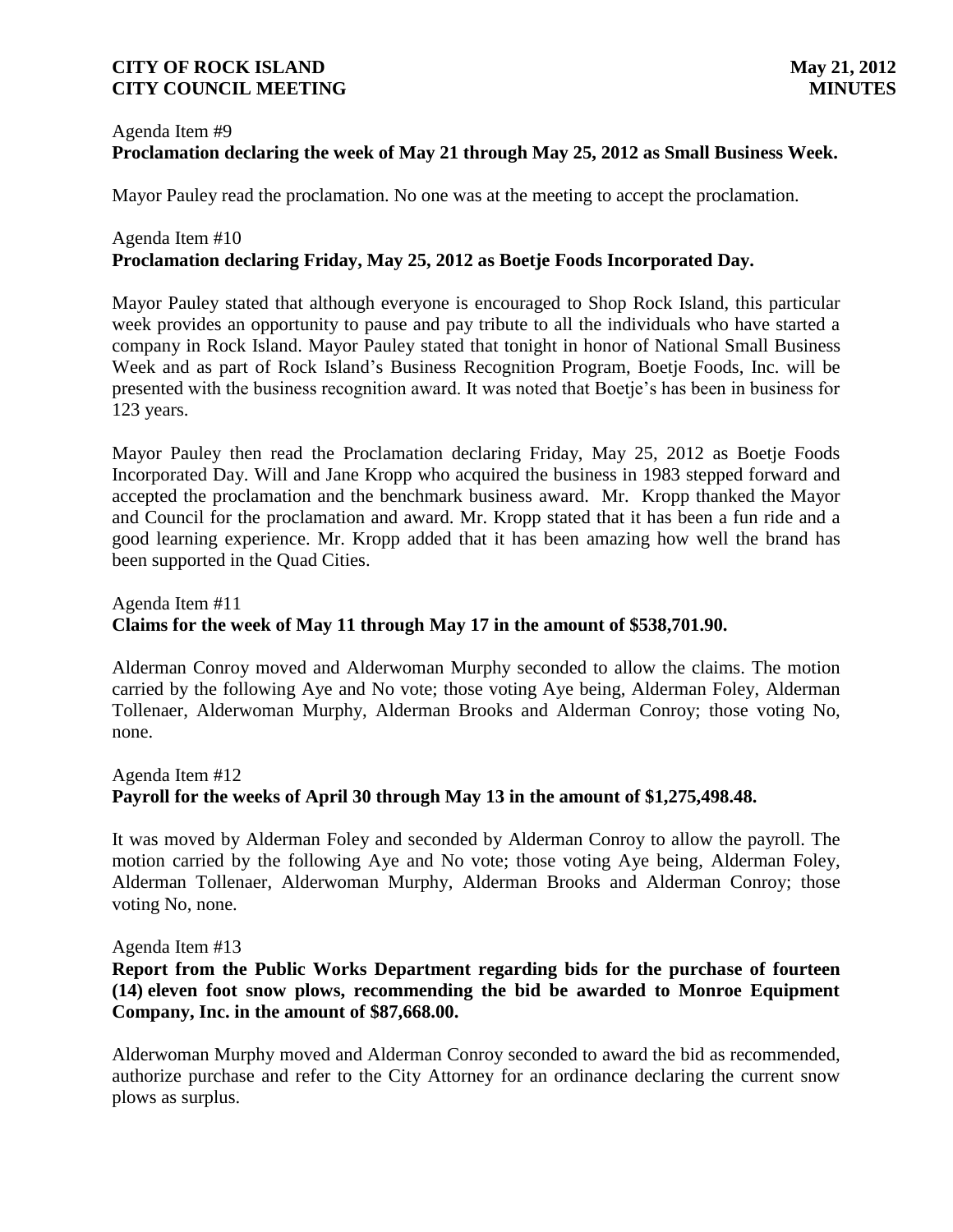Agenda Item #9
**Proclamation declaring the week of May 21 through May 25, 2012 as Small Business Week.**

Mayor Pauley read the proclamation. No one was at the meeting to accept the proclamation.

Agenda Item #10
**Proclamation declaring Friday, May 25, 2012 as Boetje Foods Incorporated Day.**

Mayor Pauley stated that although everyone is encouraged to Shop Rock Island, this particular week provides an opportunity to pause and pay tribute to all the individuals who have started a company in Rock Island. Mayor Pauley stated that tonight in honor of National Small Business Week and as part of Rock Island's Business Recognition Program, Boetje Foods, Inc. will be presented with the business recognition award. It was noted that Boetje's has been in business for 123 years.

Mayor Pauley then read the Proclamation declaring Friday, May 25, 2012 as Boetje Foods Incorporated Day. Will and Jane Kropp who acquired the business in 1983 stepped forward and accepted the proclamation and the benchmark business award. Mr. Kropp thanked the Mayor and Council for the proclamation and award. Mr. Kropp stated that it has been a fun ride and a good learning experience. Mr. Kropp added that it has been amazing how well the brand has been supported in the Quad Cities.

Agenda Item #11
**Claims for the week of May 11 through May 17 in the amount of $538,701.90.**

Alderman Conroy moved and Alderwoman Murphy seconded to allow the claims. The motion carried by the following Aye and No vote; those voting Aye being, Alderman Foley, Alderman Tollenaer, Alderwoman Murphy, Alderman Brooks and Alderman Conroy; those voting No, none.

Agenda Item #12
**Payroll for the weeks of April 30 through May 13 in the amount of $1,275,498.48.**

It was moved by Alderman Foley and seconded by Alderman Conroy to allow the payroll. The motion carried by the following Aye and No vote; those voting Aye being, Alderman Foley, Alderman Tollenaer, Alderwoman Murphy, Alderman Brooks and Alderman Conroy; those voting No, none.

Agenda Item #13
**Report from the Public Works Department regarding bids for the purchase of fourteen (14) eleven foot snow plows, recommending the bid be awarded to Monroe Equipment Company, Inc. in the amount of $87,668.00.**

Alderwoman Murphy moved and Alderman Conroy seconded to award the bid as recommended, authorize purchase and refer to the City Attorney for an ordinance declaring the current snow plows as surplus.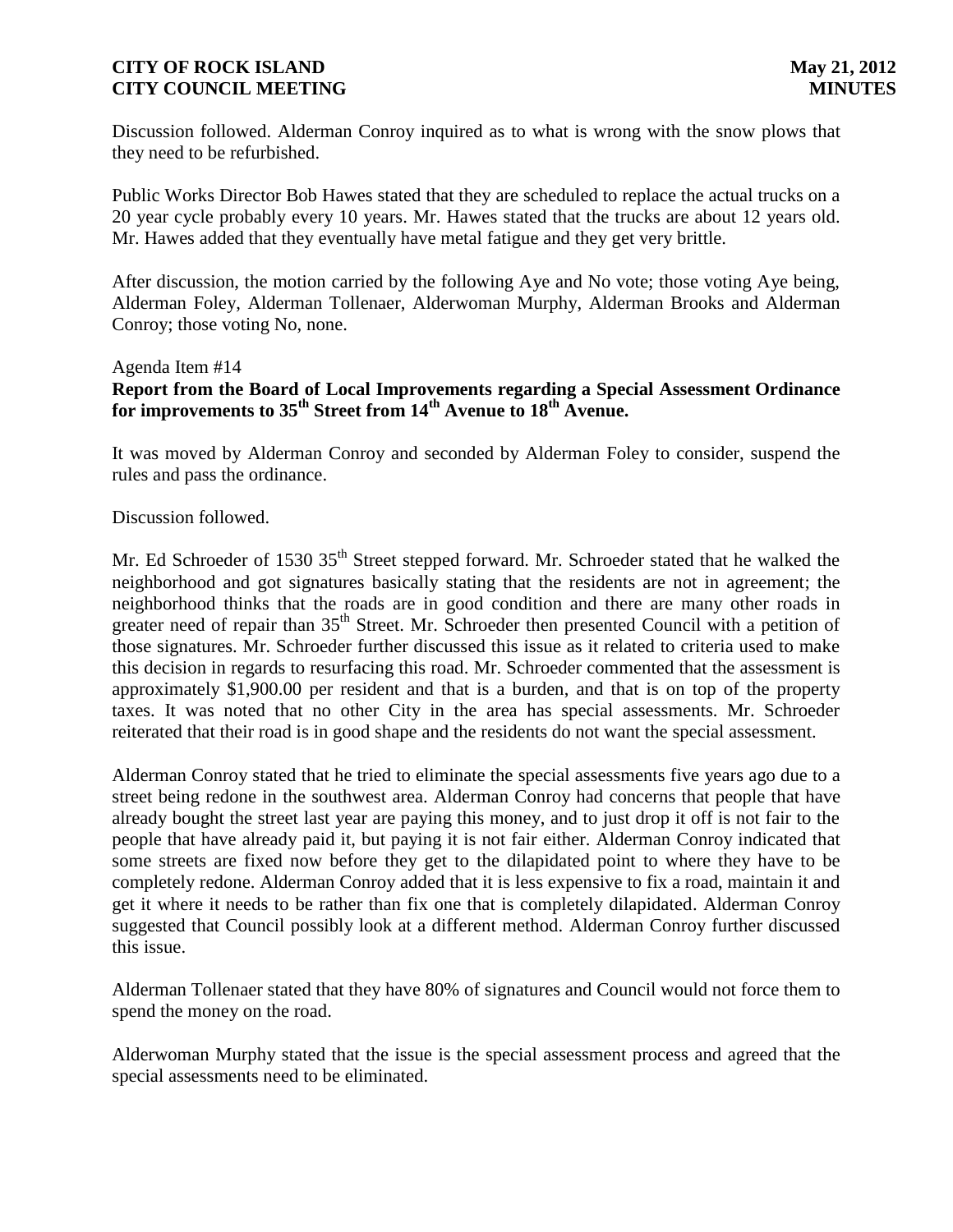Discussion followed. Alderman Conroy inquired as to what is wrong with the snow plows that they need to be refurbished.

Public Works Director Bob Hawes stated that they are scheduled to replace the actual trucks on a 20 year cycle probably every 10 years. Mr. Hawes stated that the trucks are about 12 years old. Mr. Hawes added that they eventually have metal fatigue and they get very brittle.

After discussion, the motion carried by the following Aye and No vote; those voting Aye being, Alderman Foley, Alderman Tollenaer, Alderwoman Murphy, Alderman Brooks and Alderman Conroy; those voting No, none.

Agenda Item #14

**Report from the Board of Local Improvements regarding a Special Assessment Ordinance for improvements to 35th Street from 14th Avenue to 18th Avenue.**

It was moved by Alderman Conroy and seconded by Alderman Foley to consider, suspend the rules and pass the ordinance.

Discussion followed.

Mr. Ed Schroeder of 1530 35th Street stepped forward. Mr. Schroeder stated that he walked the neighborhood and got signatures basically stating that the residents are not in agreement; the neighborhood thinks that the roads are in good condition and there are many other roads in greater need of repair than 35th Street. Mr. Schroeder then presented Council with a petition of those signatures. Mr. Schroeder further discussed this issue as it related to criteria used to make this decision in regards to resurfacing this road. Mr. Schroeder commented that the assessment is approximately $1,900.00 per resident and that is a burden, and that is on top of the property taxes. It was noted that no other City in the area has special assessments. Mr. Schroeder reiterated that their road is in good shape and the residents do not want the special assessment.

Alderman Conroy stated that he tried to eliminate the special assessments five years ago due to a street being redone in the southwest area. Alderman Conroy had concerns that people that have already bought the street last year are paying this money, and to just drop it off is not fair to the people that have already paid it, but paying it is not fair either. Alderman Conroy indicated that some streets are fixed now before they get to the dilapidated point to where they have to be completely redone. Alderman Conroy added that it is less expensive to fix a road, maintain it and get it where it needs to be rather than fix one that is completely dilapidated. Alderman Conroy suggested that Council possibly look at a different method. Alderman Conroy further discussed this issue.

Alderman Tollenaer stated that they have 80% of signatures and Council would not force them to spend the money on the road.

Alderwoman Murphy stated that the issue is the special assessment process and agreed that the special assessments need to be eliminated.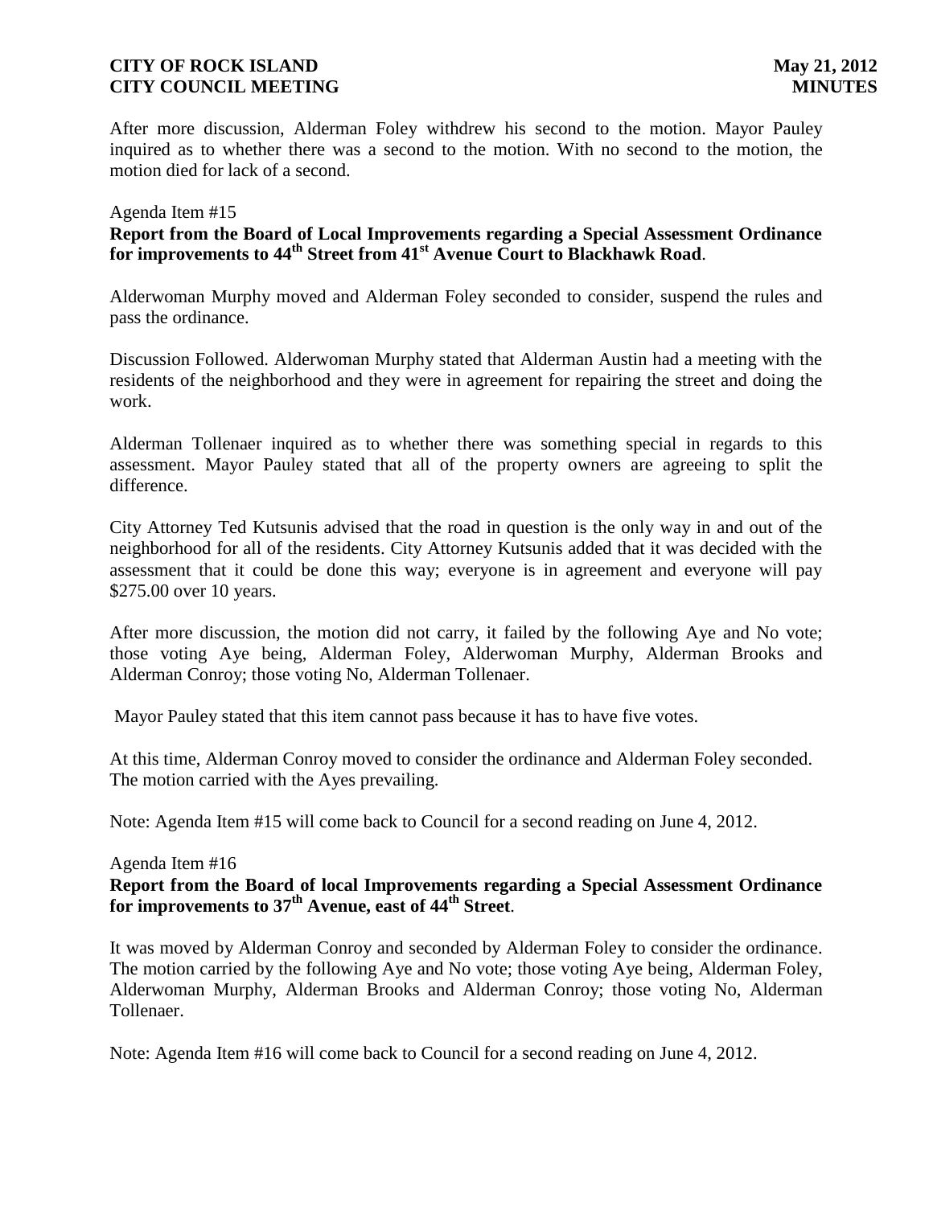After more discussion, Alderman Foley withdrew his second to the motion. Mayor Pauley inquired as to whether there was a second to the motion. With no second to the motion, the motion died for lack of a second.

Agenda Item #15

**Report from the Board of Local Improvements regarding a Special Assessment Ordinance for improvements to 44th Street from 41st Avenue Court to Blackhawk Road**.

Alderwoman Murphy moved and Alderman Foley seconded to consider, suspend the rules and pass the ordinance.

Discussion Followed. Alderwoman Murphy stated that Alderman Austin had a meeting with the residents of the neighborhood and they were in agreement for repairing the street and doing the work.

Alderman Tollenaer inquired as to whether there was something special in regards to this assessment. Mayor Pauley stated that all of the property owners are agreeing to split the difference.

City Attorney Ted Kutsunis advised that the road in question is the only way in and out of the neighborhood for all of the residents. City Attorney Kutsunis added that it was decided with the assessment that it could be done this way; everyone is in agreement and everyone will pay $275.00 over 10 years.

After more discussion, the motion did not carry, it failed by the following Aye and No vote; those voting Aye being, Alderman Foley, Alderwoman Murphy, Alderman Brooks and Alderman Conroy; those voting No, Alderman Tollenaer.

Mayor Pauley stated that this item cannot pass because it has to have five votes.

At this time, Alderman Conroy moved to consider the ordinance and Alderman Foley seconded. The motion carried with the Ayes prevailing.

Note: Agenda Item #15 will come back to Council for a second reading on June 4, 2012.

Agenda Item #16

**Report from the Board of local Improvements regarding a Special Assessment Ordinance for improvements to 37th Avenue, east of 44th Street**.

It was moved by Alderman Conroy and seconded by Alderman Foley to consider the ordinance. The motion carried by the following Aye and No vote; those voting Aye being, Alderman Foley, Alderwoman Murphy, Alderman Brooks and Alderman Conroy; those voting No, Alderman Tollenaer.

Note: Agenda Item #16 will come back to Council for a second reading on June 4, 2012.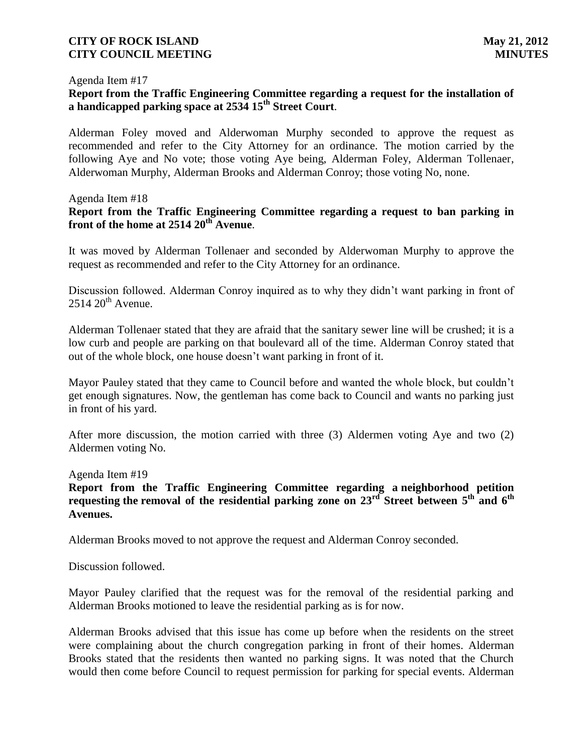Agenda Item #17

**Report from the Traffic Engineering Committee regarding a request for the installation of a handicapped parking space at 2534 15th Street Court**.

Alderman Foley moved and Alderwoman Murphy seconded to approve the request as recommended and refer to the City Attorney for an ordinance. The motion carried by the following Aye and No vote; those voting Aye being, Alderman Foley, Alderman Tollenaer, Alderwoman Murphy, Alderman Brooks and Alderman Conroy; those voting No, none.

Agenda Item #18

**Report from the Traffic Engineering Committee regarding a request to ban parking in front of the home at 2514 20th Avenue**.

It was moved by Alderman Tollenaer and seconded by Alderwoman Murphy to approve the request as recommended and refer to the City Attorney for an ordinance.

Discussion followed. Alderman Conroy inquired as to why they didn't want parking in front of 2514 20th Avenue.

Alderman Tollenaer stated that they are afraid that the sanitary sewer line will be crushed; it is a low curb and people are parking on that boulevard all of the time. Alderman Conroy stated that out of the whole block, one house doesn't want parking in front of it.

Mayor Pauley stated that they came to Council before and wanted the whole block, but couldn't get enough signatures. Now, the gentleman has come back to Council and wants no parking just in front of his yard.

After more discussion, the motion carried with three (3) Aldermen voting Aye and two (2) Aldermen voting No.

Agenda Item #19

**Report from the Traffic Engineering Committee regarding a neighborhood petition requesting the removal of the residential parking zone on 23rd Street between 5th and 6th Avenues.**

Alderman Brooks moved to not approve the request and Alderman Conroy seconded.

Discussion followed.

Mayor Pauley clarified that the request was for the removal of the residential parking and Alderman Brooks motioned to leave the residential parking as is for now.

Alderman Brooks advised that this issue has come up before when the residents on the street were complaining about the church congregation parking in front of their homes. Alderman Brooks stated that the residents then wanted no parking signs. It was noted that the Church would then come before Council to request permission for parking for special events. Alderman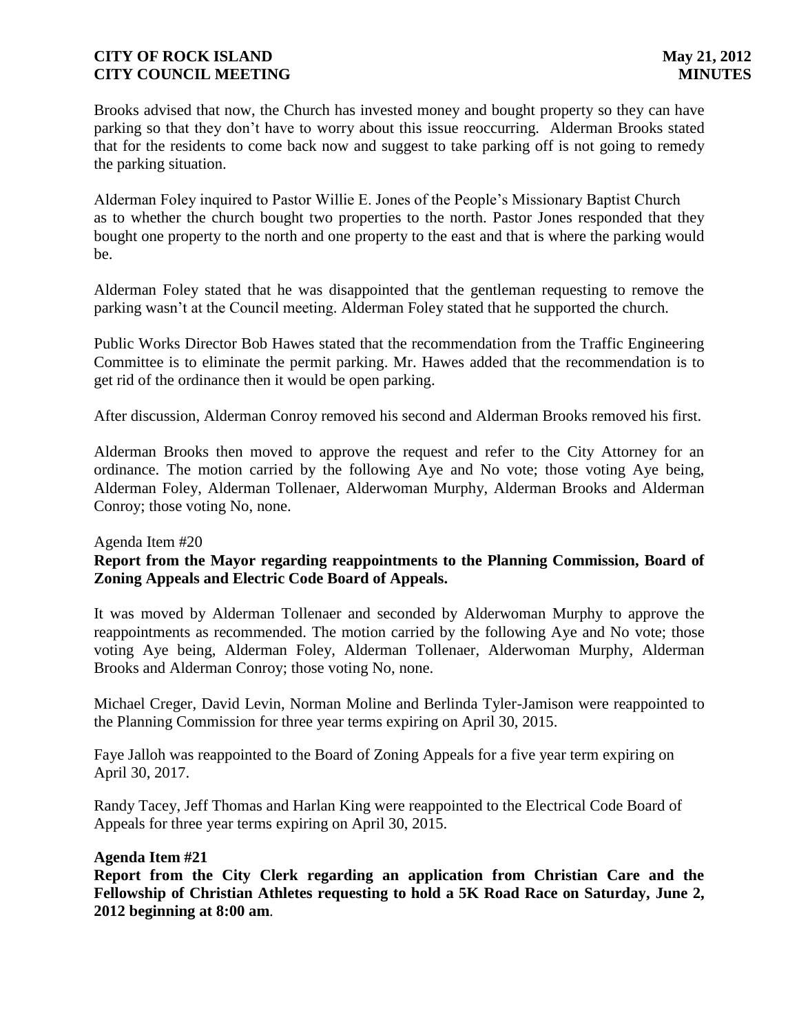Brooks advised that now, the Church has invested money and bought property so they can have parking so that they don't have to worry about this issue reoccurring. Alderman Brooks stated that for the residents to come back now and suggest to take parking off is not going to remedy the parking situation.

Alderman Foley inquired to Pastor Willie E. Jones of the People's Missionary Baptist Church as to whether the church bought two properties to the north. Pastor Jones responded that they bought one property to the north and one property to the east and that is where the parking would be.

Alderman Foley stated that he was disappointed that the gentleman requesting to remove the parking wasn't at the Council meeting. Alderman Foley stated that he supported the church.

Public Works Director Bob Hawes stated that the recommendation from the Traffic Engineering Committee is to eliminate the permit parking. Mr. Hawes added that the recommendation is to get rid of the ordinance then it would be open parking.

After discussion, Alderman Conroy removed his second and Alderman Brooks removed his first.

Alderman Brooks then moved to approve the request and refer to the City Attorney for an ordinance. The motion carried by the following Aye and No vote; those voting Aye being, Alderman Foley, Alderman Tollenaer, Alderwoman Murphy, Alderman Brooks and Alderman Conroy; those voting No, none.

Agenda Item #20

**Report from the Mayor regarding reappointments to the Planning Commission, Board of Zoning Appeals and Electric Code Board of Appeals.**

It was moved by Alderman Tollenaer and seconded by Alderwoman Murphy to approve the reappointments as recommended. The motion carried by the following Aye and No vote; those voting Aye being, Alderman Foley, Alderman Tollenaer, Alderwoman Murphy, Alderman Brooks and Alderman Conroy; those voting No, none.

Michael Creger, David Levin, Norman Moline and Berlinda Tyler-Jamison were reappointed to the Planning Commission for three year terms expiring on April 30, 2015.

Faye Jalloh was reappointed to the Board of Zoning Appeals for a five year term expiring on April 30, 2017.

Randy Tacey, Jeff Thomas and Harlan King were reappointed to the Electrical Code Board of Appeals for three year terms expiring on April 30, 2015.

**Agenda Item #21**

**Report from the City Clerk regarding an application from Christian Care and the Fellowship of Christian Athletes requesting to hold a 5K Road Race on Saturday, June 2, 2012 beginning at 8:00 am.**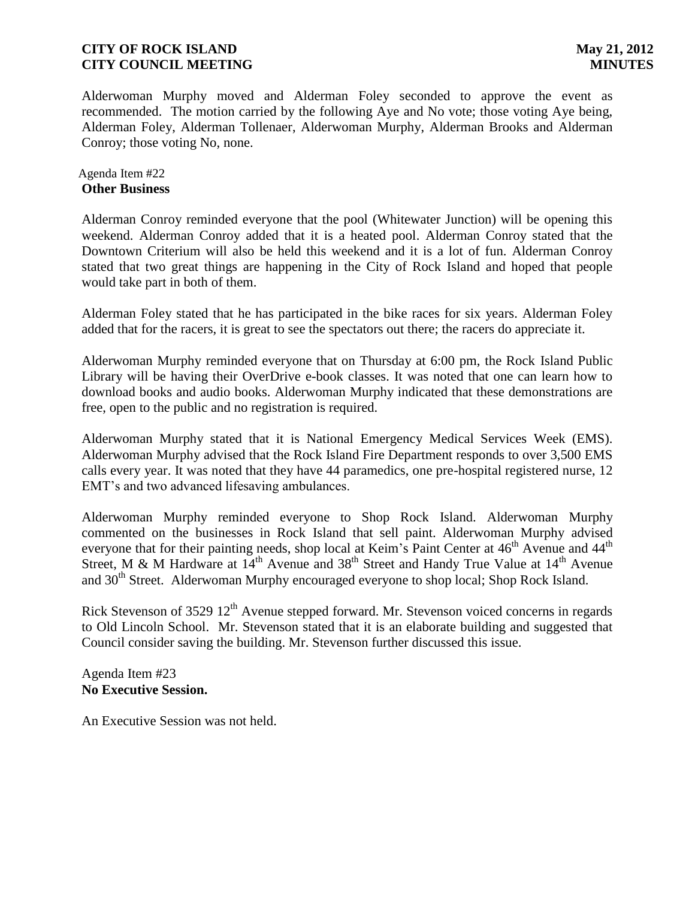Alderwoman Murphy moved and Alderman Foley seconded to approve the event as recommended. The motion carried by the following Aye and No vote; those voting Aye being, Alderman Foley, Alderman Tollenaer, Alderwoman Murphy, Alderman Brooks and Alderman Conroy; those voting No, none.

Agenda Item #22
**Other Business**

Alderman Conroy reminded everyone that the pool (Whitewater Junction) will be opening this weekend. Alderman Conroy added that it is a heated pool. Alderman Conroy stated that the Downtown Criterium will also be held this weekend and it is a lot of fun. Alderman Conroy stated that two great things are happening in the City of Rock Island and hoped that people would take part in both of them.

Alderman Foley stated that he has participated in the bike races for six years. Alderman Foley added that for the racers, it is great to see the spectators out there; the racers do appreciate it.

Alderwoman Murphy reminded everyone that on Thursday at 6:00 pm, the Rock Island Public Library will be having their OverDrive e-book classes. It was noted that one can learn how to download books and audio books. Alderwoman Murphy indicated that these demonstrations are free, open to the public and no registration is required.

Alderwoman Murphy stated that it is National Emergency Medical Services Week (EMS). Alderwoman Murphy advised that the Rock Island Fire Department responds to over 3,500 EMS calls every year. It was noted that they have 44 paramedics, one pre-hospital registered nurse, 12 EMT's and two advanced lifesaving ambulances.

Alderwoman Murphy reminded everyone to Shop Rock Island. Alderwoman Murphy commented on the businesses in Rock Island that sell paint. Alderwoman Murphy advised everyone that for their painting needs, shop local at Keim's Paint Center at 46th Avenue and 44th Street, M & M Hardware at 14th Avenue and 38th Street and Handy True Value at 14th Avenue and 30th Street. Alderwoman Murphy encouraged everyone to shop local; Shop Rock Island.

Rick Stevenson of 3529 12th Avenue stepped forward. Mr. Stevenson voiced concerns in regards to Old Lincoln School. Mr. Stevenson stated that it is an elaborate building and suggested that Council consider saving the building. Mr. Stevenson further discussed this issue.

Agenda Item #23
**No Executive Session.**

An Executive Session was not held.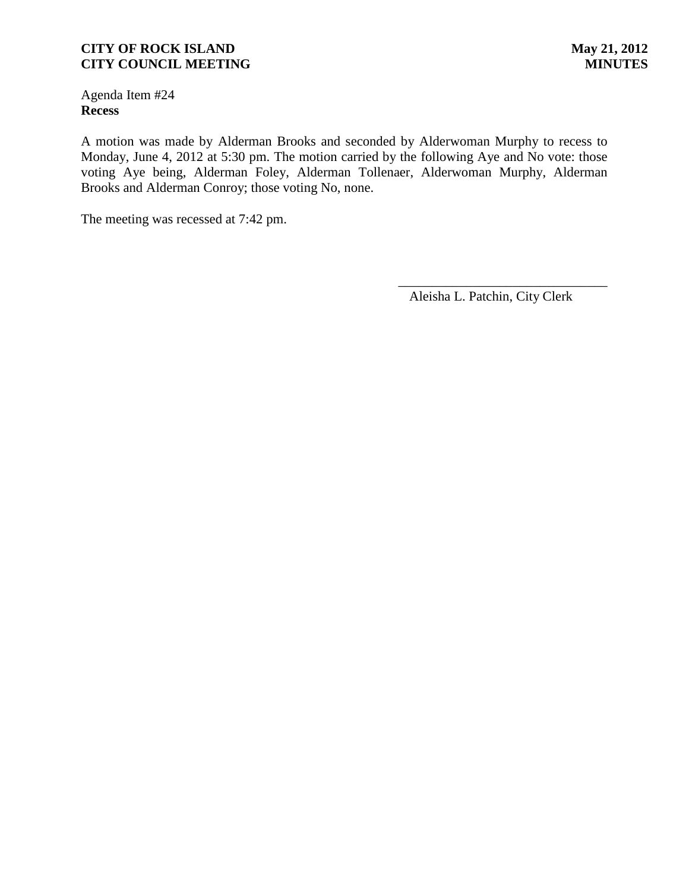Agenda Item #24
**Recess**

A motion was made by Alderman Brooks and seconded by Alderwoman Murphy to recess to Monday, June 4, 2012 at 5:30 pm. The motion carried by the following Aye and No vote: those voting Aye being, Alderman Foley, Alderman Tollenaer, Alderwoman Murphy, Alderman Brooks and Alderman Conroy; those voting No, none.

The meeting was recessed at 7:42 pm.

\_\_\_\_\_\_\_\_\_\_\_\_\_\_\_\_\_\_\_\_\_\_\_\_\_\_\_\_\_\_\_\_

Aleisha L. Patchin, City Clerk